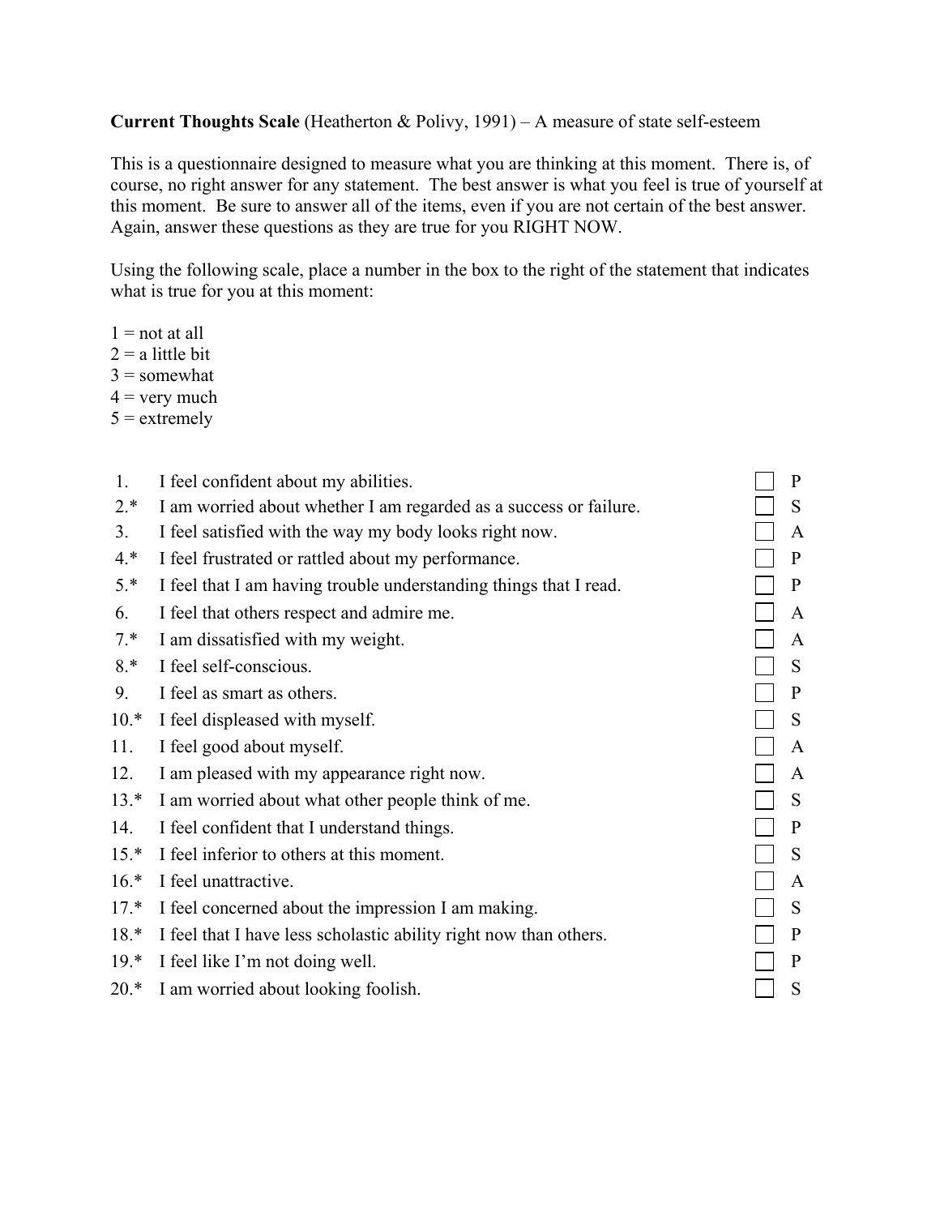**Current Thoughts Scale** (Heatherton & Polivy, 1991) – A measure of state self-esteem

This is a questionnaire designed to measure what you are thinking at this moment. There is, of course, no right answer for any statement. The best answer is what you feel is true of yourself at this moment. Be sure to answer all of the items, even if you are not certain of the best answer. Again, answer these questions as they are true for you RIGHT NOW.

Using the following scale, place a number in the box to the right of the statement that indicates what is true for you at this moment:

1 = not at all
2 = a little bit
3 = somewhat
4 = very much
5 = extremely

| | | | |
|---|---|---|---|
| 1. | I feel confident about my abilities. | ☐ | P |
| 2.* | I am worried about whether I am regarded as a success or failure. | ☐ | S |
| 3. | I feel satisfied with the way my body looks right now. | ☐ | A |
| 4.* | I feel frustrated or rattled about my performance. | ☐ | P |
| 5.* | I feel that I am having trouble understanding things that I read. | ☐ | P |
| 6. | I feel that others respect and admire me. | ☐ | A |
| 7.* | I am dissatisfied with my weight. | ☐ | A |
| 8.* | I feel self-conscious. | ☐ | S |
| 9. | I feel as smart as others. | ☐ | P |
| 10.* | I feel displeased with myself. | ☐ | S |
| 11. | I feel good about myself. | ☐ | A |
| 12. | I am pleased with my appearance right now. | ☐ | A |
| 13.* | I am worried about what other people think of me. | ☐ | S |
| 14. | I feel confident that I understand things. | ☐ | P |
| 15.* | I feel inferior to others at this moment. | ☐ | S |
| 16.* | I feel unattractive. | ☐ | A |
| 17.* | I feel concerned about the impression I am making. | ☐ | S |
| 18.* | I feel that I have less scholastic ability right now than others. | ☐ | P |
| 19.* | I feel like I'm not doing well. | ☐ | P |
| 20.* | I am worried about looking foolish. | ☐ | S |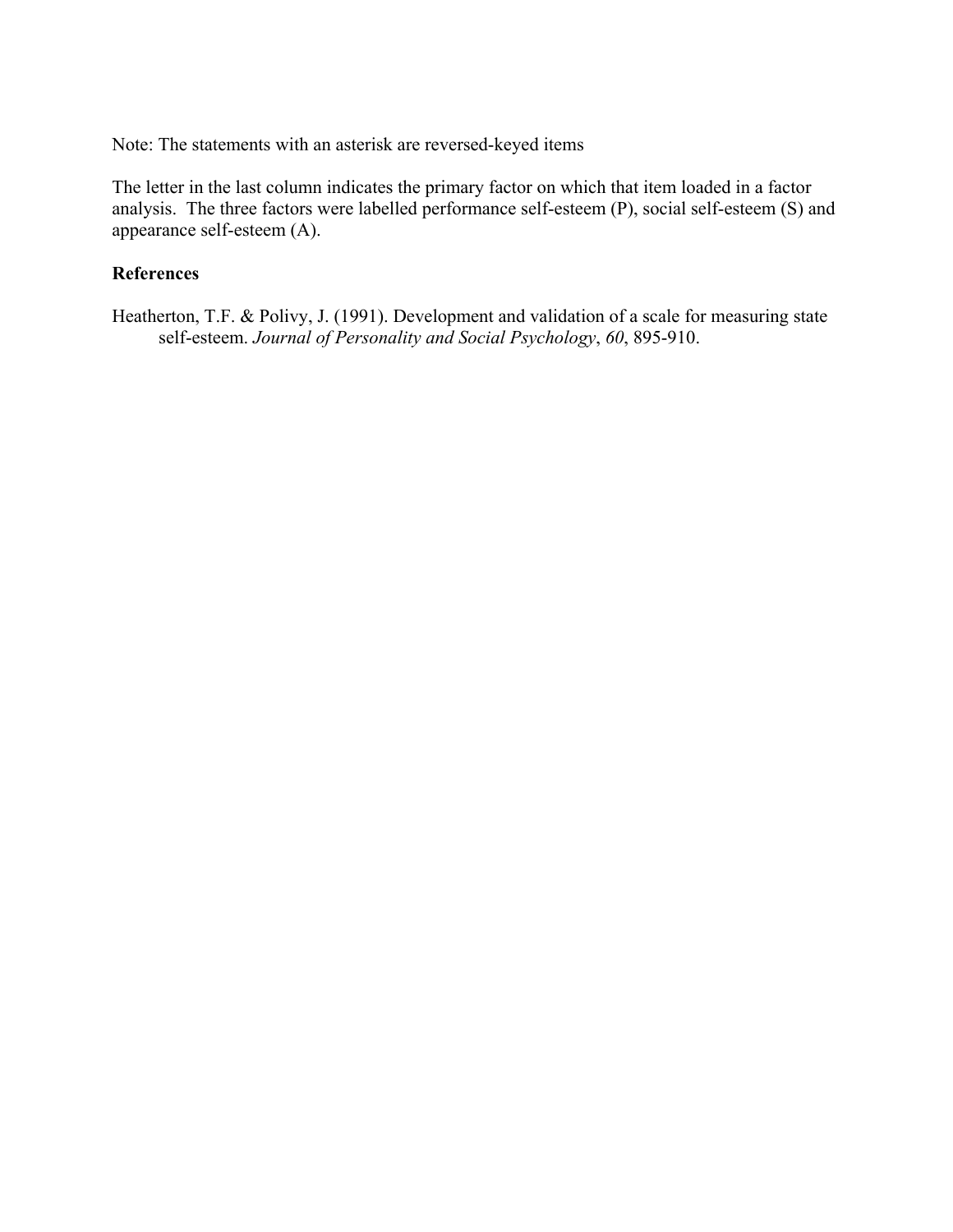Note: The statements with an asterisk are reversed-keyed items

The letter in the last column indicates the primary factor on which that item loaded in a factor analysis. The three factors were labelled performance self-esteem (P), social self-esteem (S) and appearance self-esteem (A).

**References**

Heatherton, T.F. & Polivy, J. (1991). Development and validation of a scale for measuring state self-esteem. *Journal of Personality and Social Psychology*, *60*, 895-910.